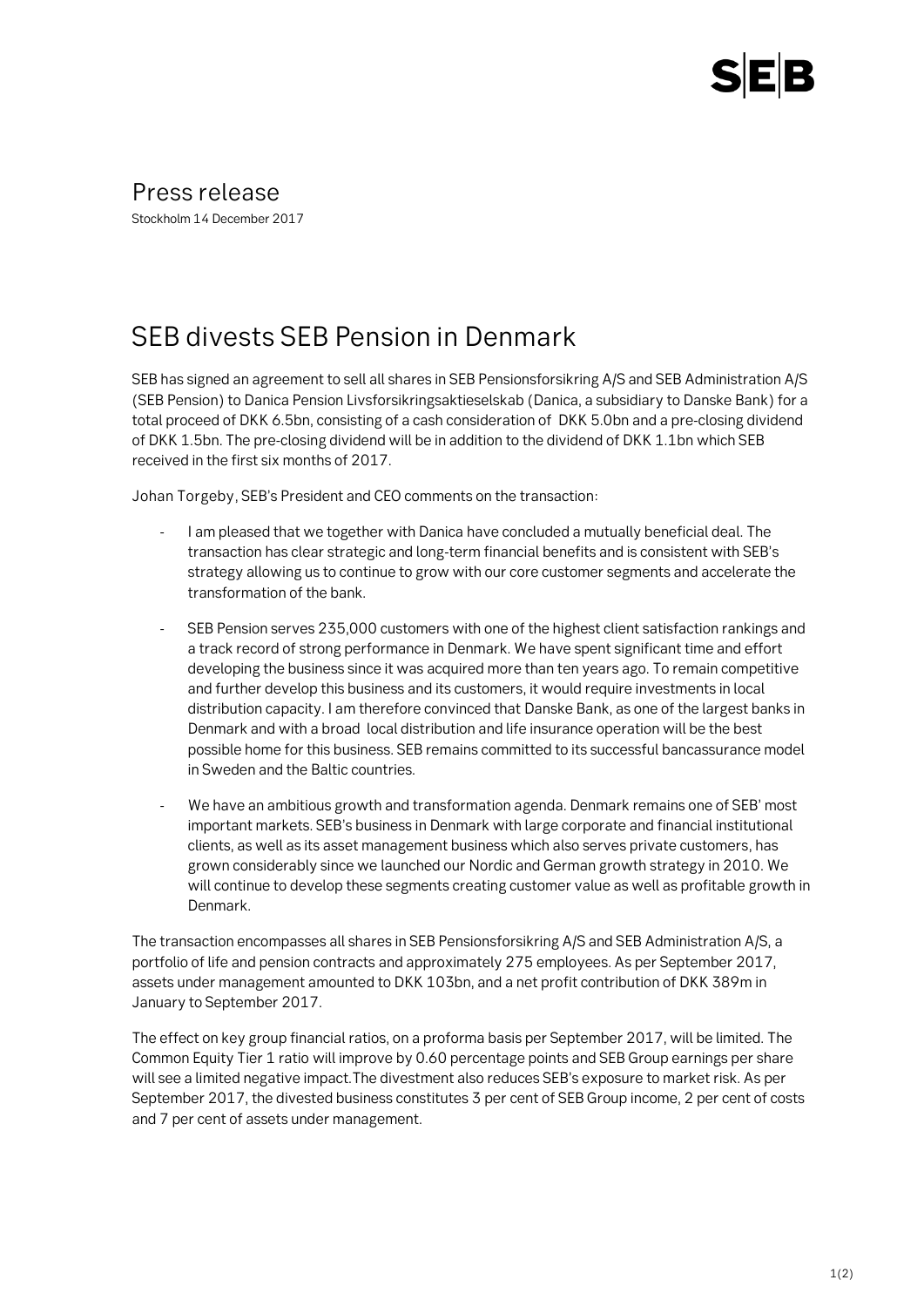# Press release

Stockholm 14 December 2017

## SEB divests SEB Pension in Denmark

SEB has signed an agreement to sell all shares in SEB Pensionsforsikring A/S and SEB Administration A/S (SEB Pension) to Danica Pension Livsforsikringsaktieselskab (Danica, a subsidiary to Danske Bank) for a total proceed of DKK 6.5bn, consisting of a cash consideration of DKK 5.0bn and a pre-closing dividend of DKK 1.5bn. The pre-closing dividend will be in addition to the dividend of DKK 1.1bn which SEB received in the first six months of 2017.

Johan Torgeby, SEB's President and CEO comments on the transaction:

- I am pleased that we together with Danica have concluded a mutually beneficial deal. The transaction has clear strategic and long-term financial benefits and is consistent with SEB's strategy allowing us to continue to grow with our core customer segments and accelerate the transformation of the bank.
- SEB Pension serves 235,000 customers with one of the highest client satisfaction rankings and a track record of strong performance in Denmark. We have spent significant time and effort developing the business since it was acquired more than ten years ago. To remain competitive and further develop this business and its customers, it would require investments in local distribution capacity. I am therefore convinced that Danske Bank, as one of the largest banks in Denmark and with a broad local distribution and life insurance operation will be the best possible home for this business. SEB remains committed to its successful bancassurance model in Sweden and the Baltic countries.
- We have an ambitious growth and transformation agenda. Denmark remains one of SEB' most important markets. SEB's business in Denmark with large corporate and financial institutional clients, as well as its asset management business which also serves private customers, has grown considerably since we launched our Nordic and German growth strategy in 2010. We will continue to develop these segments creating customer value as well as profitable growth in Denmark.

The transaction encompasses all shares in SEB Pensionsforsikring A/S and SEB Administration A/S, a portfolio of life and pension contracts and approximately 275 employees. As per September 2017, assets under management amounted to DKK 103bn, and a net profit contribution of DKK 389m in January to September 2017.

The effect on key group financial ratios, on a proforma basis per September 2017, will be limited. The Common Equity Tier 1 ratio will improve by 0.60 percentage points and SEB Group earnings per share will see a limited negative impact.The divestment also reduces SEB's exposure to market risk. As per September 2017, the divested business constitutes 3 per cent of SEB Group income, 2 per cent of costs and 7 per cent of assets under management.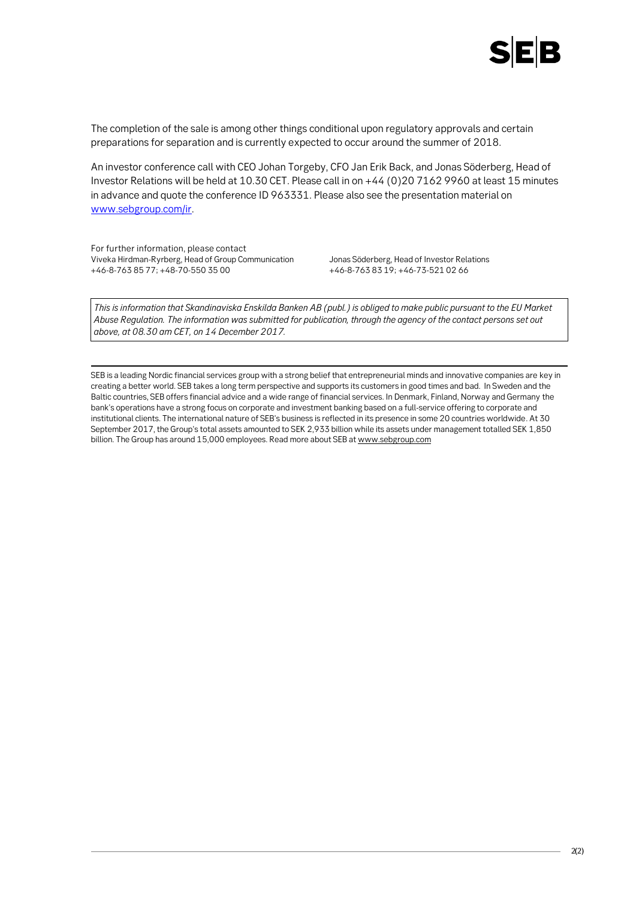The completion of the sale is among other things conditional upon regulatory approvals and certain preparations for separation and is currently expected to occur around the summer of 2018.

An investor conference call with CEO Johan Torgeby, CFO Jan Erik Back, and Jonas Söderberg, Head of Investor Relations will be held at 10.30 CET. Please call in on +44 (0)20 7162 9960 at least 15 minutes in advance and quote the conference ID 963331. Please also see the presentation material on [www.sebgroup.com/ir](http://www.sebgroup.com/ir).

For further information, please contact

Viveka Hirdman-Ryrberg, Head of Group Communication
+46-8-763 85 77; +48-70-550 35 00

Jonas Söderberg, Head of Investor Relations
+46-8-763 83 19; +46-73-521 02 66

*This is information that Skandinaviska Enskilda Banken AB (publ.) is obliged to make public pursuant to the EU Market Abuse Regulation. The information was submitted for publication, through the agency of the contact persons set out above, at 08.30 am CET, on 14 December 2017.*

---

SEB is a leading Nordic financial services group with a strong belief that entrepreneurial minds and innovative companies are key in creating a better world. SEB takes a long term perspective and supports its customers in good times and bad. In Sweden and the Baltic countries, SEB offers financial advice and a wide range of financial services. In Denmark, Finland, Norway and Germany the bank's operations have a strong focus on corporate and investment banking based on a full-service offering to corporate and institutional clients. The international nature of SEB's business is reflected in its presence in some 20 countries worldwide. At 30 September 2017, the Group's total assets amounted to SEK 2,933 billion while its assets under management totalled SEK 1,850 billion. The Group has around 15,000 employees. Read more about SEB at [www.sebgroup.com](http://www.sebgroup.com)